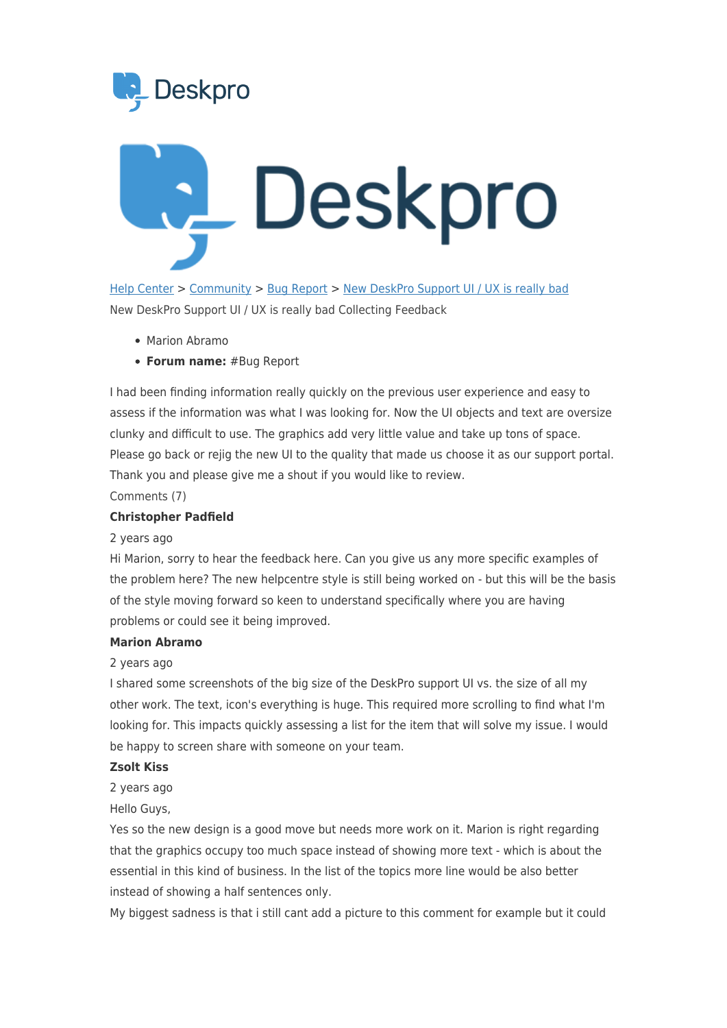Help Center > Community > Bug Report > New DeskPro Support UI / UX is really bad

New DeskPro Support UI / UX is really bad Collecting Feedback

- Marion Abramo
- **Forum name:** #Bug Report

I had been finding information really quickly on the previous user experience and easy to assess if the information was what I was looking for. Now the UI objects and text are oversize clunky and difficult to use. The graphics add very little value and take up tons of space. Please go back or rejig the new UI to the quality that made us choose it as our support portal. Thank you and please give me a shout if you would like to review.

Comments (7)

**Christopher Padfield**

2 years ago

Hi Marion, sorry to hear the feedback here. Can you give us any more specific examples of the problem here? The new helpcentre style is still being worked on - but this will be the basis of the style moving forward so keen to understand specifically where you are having problems or could see it being improved.

**Marion Abramo**

2 years ago

I shared some screenshots of the big size of the DeskPro support UI vs. the size of all my other work. The text, icon's everything is huge. This required more scrolling to find what I'm looking for. This impacts quickly assessing a list for the item that will solve my issue. I would be happy to screen share with someone on your team.

**Zsolt Kiss**

2 years ago

Hello Guys,

Yes so the new design is a good move but needs more work on it. Marion is right regarding that the graphics occupy too much space instead of showing more text - which is about the essential in this kind of business. In the list of the topics more line would be also better instead of showing a half sentences only.

My biggest sadness is that i still cant add a picture to this comment for example but it could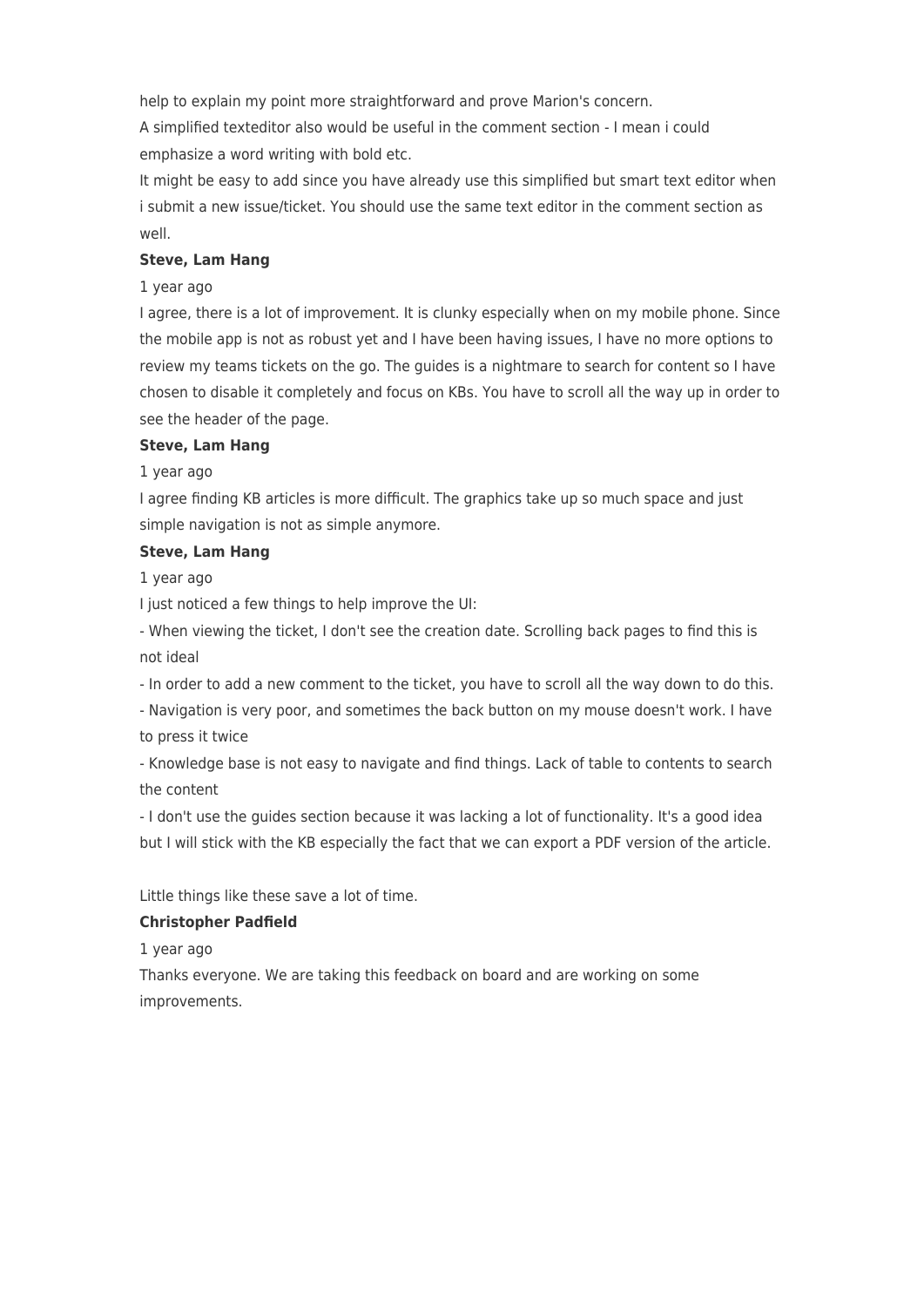help to explain my point more straightforward and prove Marion's concern.

A simplified texteditor also would be useful in the comment section - I mean i could emphasize a word writing with bold etc.

It might be easy to add since you have already use this simplified but smart text editor when i submit a new issue/ticket. You should use the same text editor in the comment section as well.

**Steve, Lam Hang**

1 year ago

I agree, there is a lot of improvement. It is clunky especially when on my mobile phone. Since the mobile app is not as robust yet and I have been having issues, I have no more options to review my teams tickets on the go. The guides is a nightmare to search for content so I have chosen to disable it completely and focus on KBs. You have to scroll all the way up in order to see the header of the page.

**Steve, Lam Hang**

1 year ago

I agree finding KB articles is more difficult. The graphics take up so much space and just simple navigation is not as simple anymore.

**Steve, Lam Hang**

1 year ago

I just noticed a few things to help improve the UI:

- When viewing the ticket, I don't see the creation date. Scrolling back pages to find this is not ideal
- In order to add a new comment to the ticket, you have to scroll all the way down to do this.
- Navigation is very poor, and sometimes the back button on my mouse doesn't work. I have to press it twice
- Knowledge base is not easy to navigate and find things. Lack of table to contents to search the content
- I don't use the guides section because it was lacking a lot of functionality. It's a good idea but I will stick with the KB especially the fact that we can export a PDF version of the article.

Little things like these save a lot of time.

**Christopher Padfield**

1 year ago

Thanks everyone. We are taking this feedback on board and are working on some improvements.